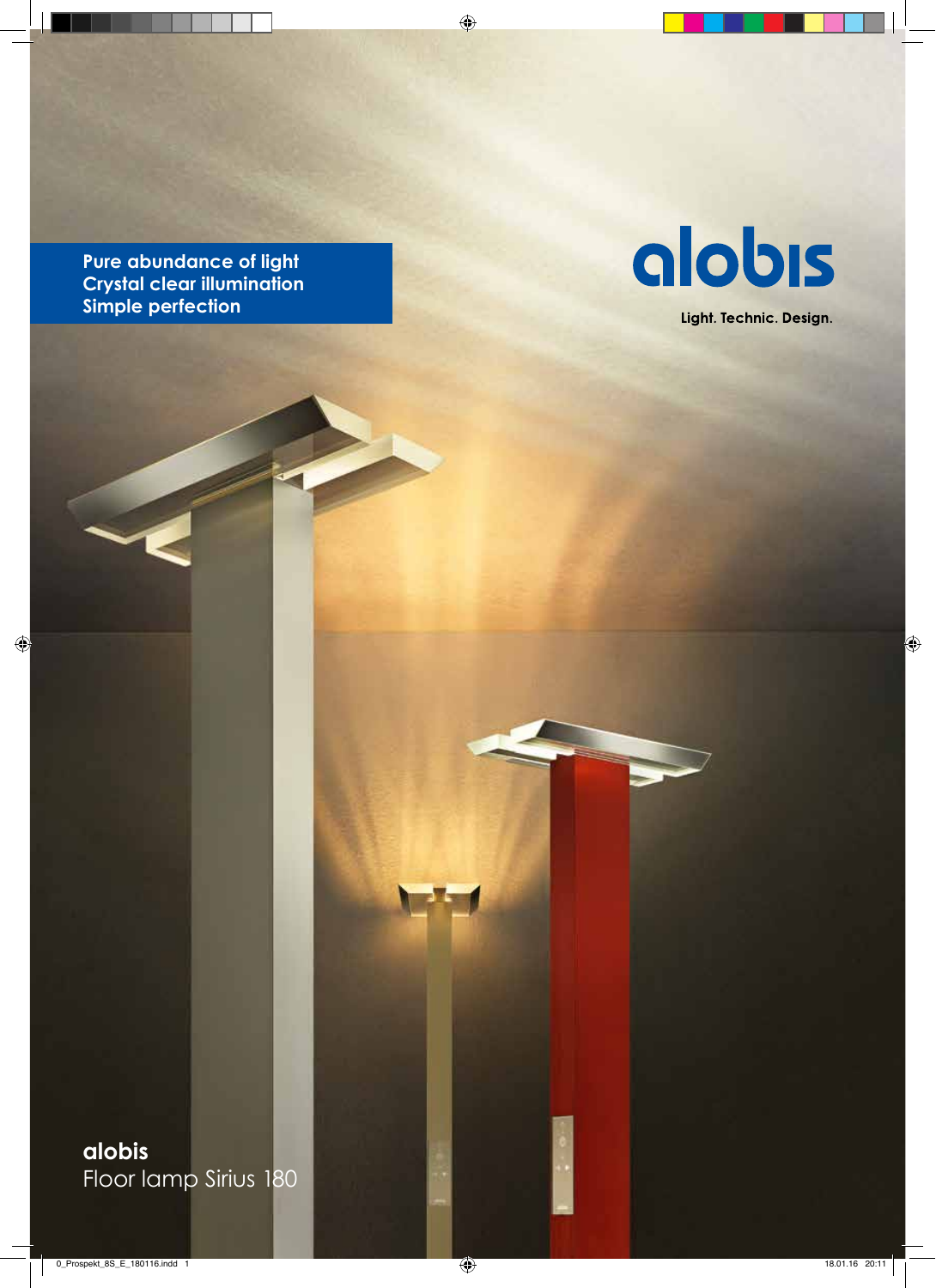**Pure abundance of light**
**Crystal clear illumination**
**Simple perfection**

# alobis

**Light. Technic. Design.**

**alobis**
Floor lamp Sirius 180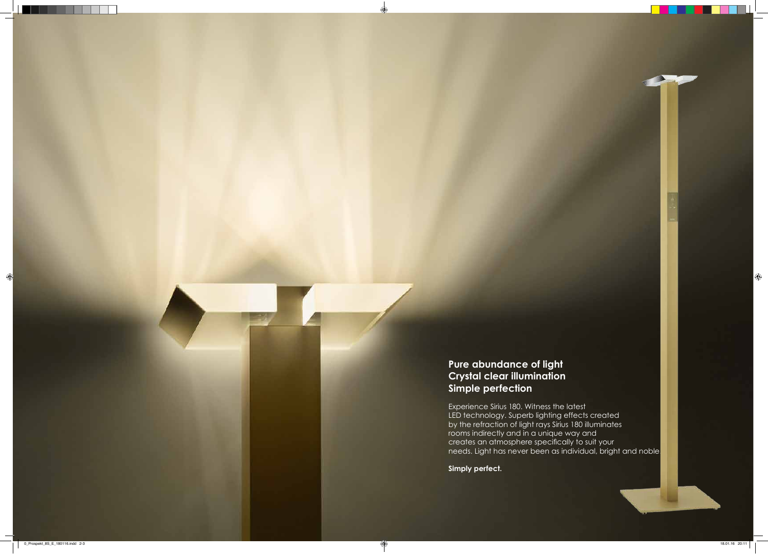**Pure abundance of light**
**Crystal clear illumination**
**Simple perfection**

Experience Sirius 180. Witness the latest LED technology. Superb lighting effects created by the refraction of light rays Sirius 180 illuminates rooms indirectly and in a unique way and creates an atmosphere specifically to suit your needs. Light has never been as individual, bright and noble.

**Simply perfect.**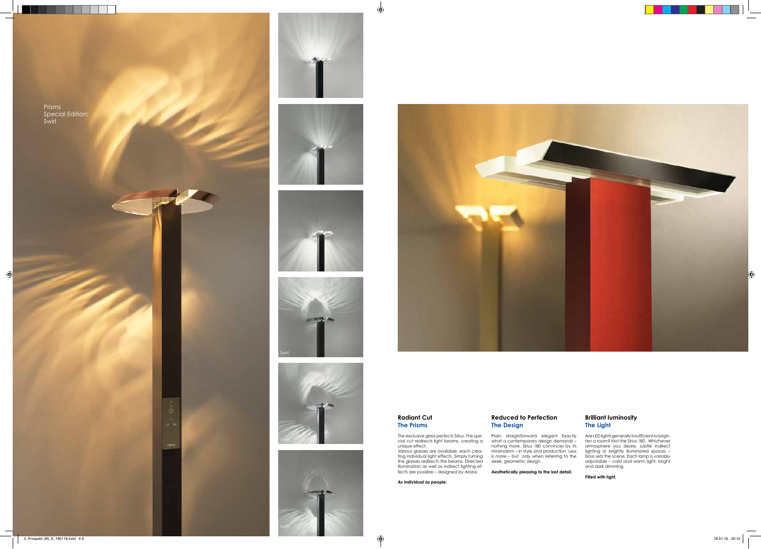Prisms
Special Edition:
Swirl

Swirl

Swirl

Swirl

## Radiant Cut
### The Prisms

The exclusive glass perfects Sirius. The special cut redirects light beams, creating a unique effect.
Various glasses are available, each creating individual light effects. Simply turning the glasses redirects the beams. Directed illumination as well as indirect lighting effects are possible – designed by Alobis.

**As individual as people.**

## Reduced to Perfection
### The Design

Plain, straightforward, elegant. Exactly what a contemporary design demands – nothing more. Sirius 180 convinces by its minimalism – in style and production. Less is more – but only when referring to the sleek, geometric design.

**Aesthetically pleasing to the last detail.**

## Brilliant luminosity
### The Light

Are LED lights generally insufficient to brighten a room? Not the Sirius 180. Whichever atmosphere you desire, subtle indirect lighting or brightly illuminated spaces – Sirius sets the scene. Each lamp is variably adjustable – cold and warm light, bright and dark dimming.

**Filled with light.**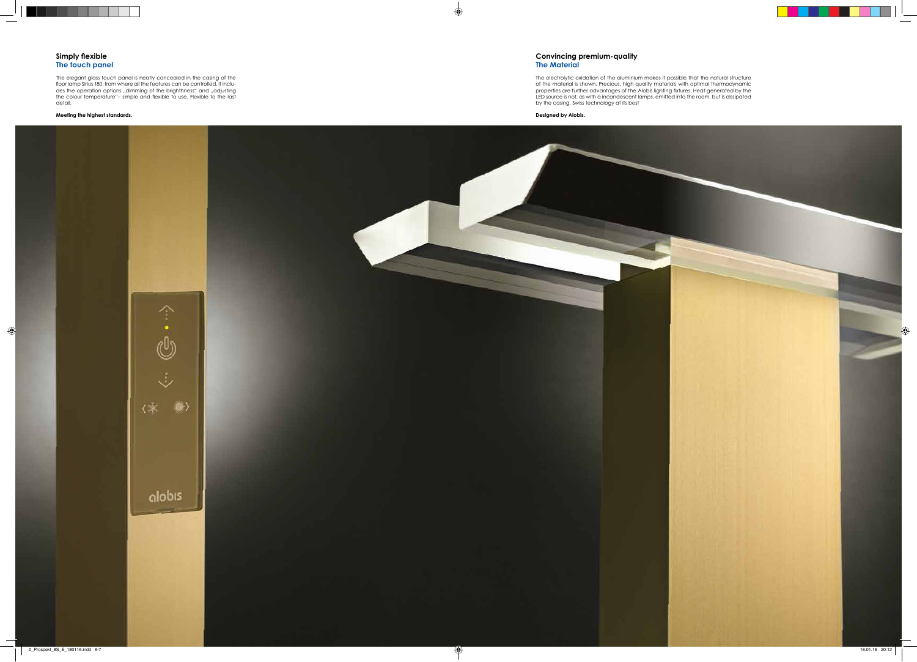## Simply flexible
### The touch panel

The elegant glass touch panel is neatly concealed in the casing of the floor lamp Sirius 180, from where all the features can be controlled. It includes the operation options „dimming of the brighthness" and „adjusting the colour temperature"– simple and flexible to use. Flexible to the last detail.

**Meeting the highest standards.**

## Convincing premium-quality
### The Material

The electrolytic oxidation of the aluminium makes it possible that the natural structure of the material is shown. Precious, high quality materials with optimal thermodynamic properties are further advantages of the Alobis lighting fixtures. Heat generated by the LED source is not, as with a incandescent lamps, emitted into the room, but is dissipated by the casing. Swiss technology at its best

**Designed by Alobis.**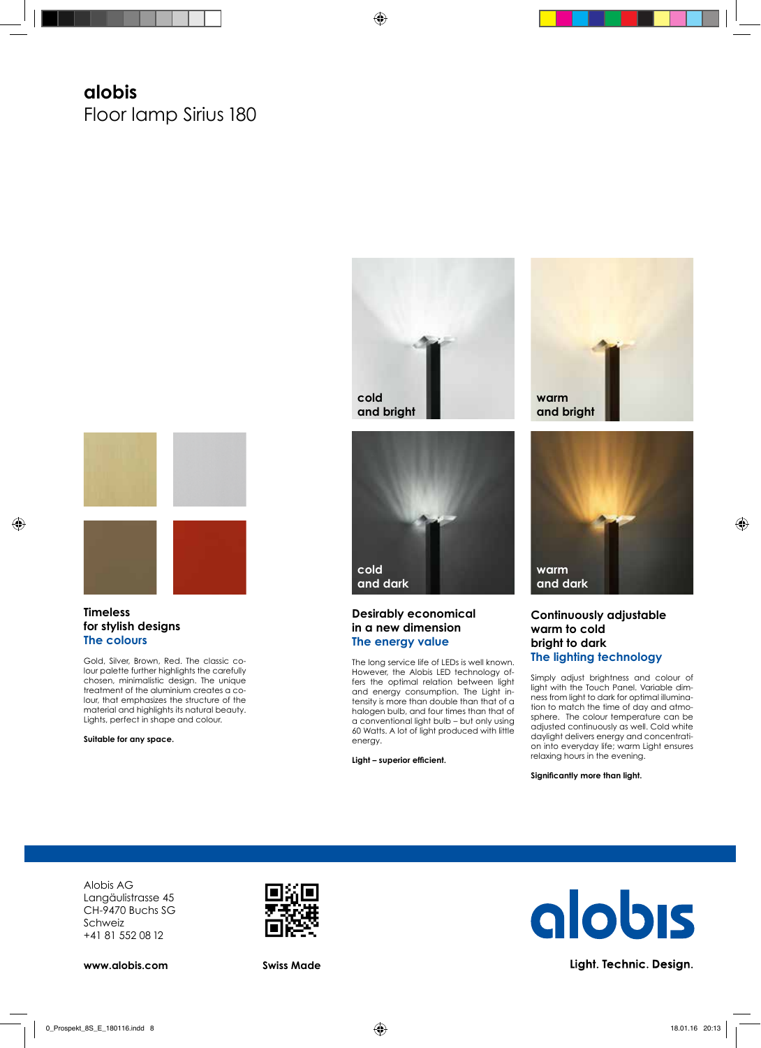# alobis
## Floor lamp Sirius 180

cold
and bright

warm
and bright

cold
and dark

warm
and dark

### Timeless for stylish designs
### The colours

Gold, Silver, Brown, Red. The classic colour palette further highlights the carefully chosen, minimalistic design. The unique treatment of the aluminium creates a colour, that emphasizes the structure of the material and highlights its natural beauty. Lights, perfect in shape and colour.

**Suitable for any space.**

### Desirably economical in a new dimension
### The energy value

The long service life of LEDs is well known. However, the Alobis LED technology offers the optimal relation between light and energy consumption. The Light intensity is more than double than that of a halogen bulb, and four times than that of a conventional light bulb – but only using 60 Watts. A lot of light produced with little energy.

**Light – superior efficient.**

### Continuously adjustable warm to cold bright to dark
### The lighting technology

Simply adjust brightness and colour of light with the Touch Panel. Variable dimness from light to dark for optimal illumination to match the time of day and atmosphere. The colour temperature can be adjusted continuously as well. Cold white daylight delivers energy and concentration into everyday life; warm Light ensures relaxing hours in the evening.

**Significantly more than light.**

Alobis AG
Langäulistrasse 45
CH-9470 Buchs SG
Schweiz
+41 81 552 08 12

**www.alobis.com**

**Swiss Made**

alobis

**Light. Technic. Design.**